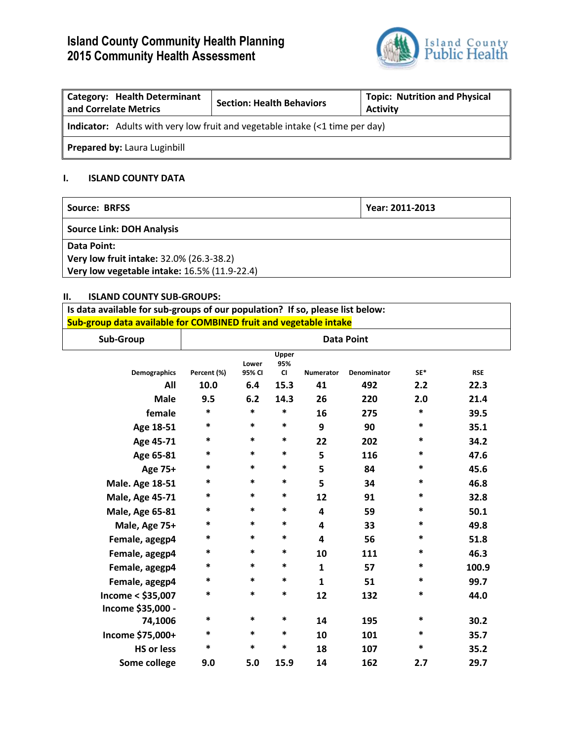# Island County Community Health Planning
# 2015 Community Health Assessment

| **Category: Health Determinant and Correlate Metrics** | **Section: Health Behaviors** | **Topic: Nutrition and Physical Activity** |
|---|---|---|
| **Indicator:** Adults with very low fruit and vegetable intake (<1 time per day) | | |
| **Prepared by:** Laura Luginbill | | |

## I. ISLAND COUNTY DATA

| **Source: BRFSS** | **Year: 2011-2013** |
|---|---|
| **Source Link: DOH Analysis** | |
| **Data Point:**<br>**Very low fruit intake:** 32.0% (26.3-38.2)<br>**Very low vegetable intake:** 16.5% (11.9-22.4) | |

## II. ISLAND COUNTY SUB-GROUPS:

**Is data available for sub-groups of our population? If so, please list below:**

**Sub-group data available for COMBINED fruit and vegetable intake**

| Demographics | Percent (%) | Lower 95% CI | Upper 95% CI | Numerator | Denominator | SE* | RSE |
|---|---|---|---|---|---|---|---|
| All | 10.0 | 6.4 | 15.3 | 41 | 492 | 2.2 | 22.3 |
| Male | 9.5 | 6.2 | 14.3 | 26 | 220 | 2.0 | 21.4 |
| female | * | * | * | 16 | 275 | * | 39.5 |
| Age 18-51 | * | * | * | 9 | 90 | * | 35.1 |
| Age 45-71 | * | * | * | 22 | 202 | * | 34.2 |
| Age 65-81 | * | * | * | 5 | 116 | * | 47.6 |
| Age 75+ | * | * | * | 5 | 84 | * | 45.6 |
| Male. Age 18-51 | * | * | * | 5 | 34 | * | 46.8 |
| Male, Age 45-71 | * | * | * | 12 | 91 | * | 32.8 |
| Male, Age 65-81 | * | * | * | 4 | 59 | * | 50.1 |
| Male, Age 75+ | * | * | * | 4 | 33 | * | 49.8 |
| Female, agegp4 | * | * | * | 4 | 56 | * | 51.8 |
| Female, agegp4 | * | * | * | 10 | 111 | * | 46.3 |
| Female, agegp4 | * | * | * | 1 | 57 | * | 100.9 |
| Female, agegp4 | * | * | * | 1 | 51 | * | 99.7 |
| Income < $35,007 | * | * | * | 12 | 132 | * | 44.0 |
| Income $35,000 - 74,1006 | * | * | * | 14 | 195 | * | 30.2 |
| Income $75,000+ | * | * | * | 10 | 101 | * | 35.7 |
| HS or less | * | * | * | 18 | 107 | * | 35.2 |
| Some college | 9.0 | 5.0 | 15.9 | 14 | 162 | 2.7 | 29.7 |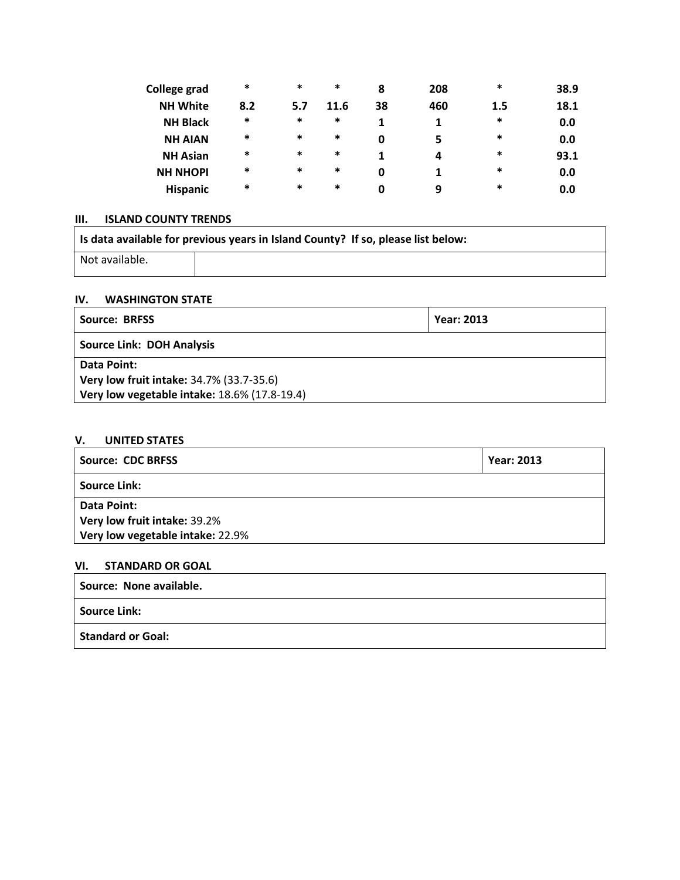| | | | | | | | |
|---|---|---|---|---|---|---|---|
| **College grad** | * | * | * | 8 | 208 | * | 38.9 |
| **NH White** | 8.2 | 5.7 | 11.6 | 38 | 460 | 1.5 | 18.1 |
| **NH Black** | * | * | * | 1 | 1 | * | 0.0 |
| **NH AIAN** | * | * | * | 0 | 5 | * | 0.0 |
| **NH Asian** | * | * | * | 1 | 4 | * | 93.1 |
| **NH NHOPI** | * | * | * | 0 | 1 | * | 0.0 |
| **Hispanic** | * | * | * | 0 | 9 | * | 0.0 |

## III. ISLAND COUNTY TRENDS

| **Is data available for previous years in Island County? If so, please list below:** | |
|---|---|
| Not available. | |

## IV. WASHINGTON STATE

| **Source: BRFSS** | **Year: 2013** |
|---|---|
| **Source Link: DOH Analysis** | |
| **Data Point:**<br>**Very low fruit intake:** 34.7% (33.7-35.6)<br>**Very low vegetable intake:** 18.6% (17.8-19.4) | |

## V. UNITED STATES

| **Source: CDC BRFSS** | **Year: 2013** |
|---|---|
| **Source Link:** | |
| **Data Point:**<br>**Very low fruit intake:** 39.2%<br>**Very low vegetable intake:** 22.9% | |

## VI. STANDARD OR GOAL

| **Source: None available.** |
|---|
| **Source Link:** |
| **Standard or Goal:** |